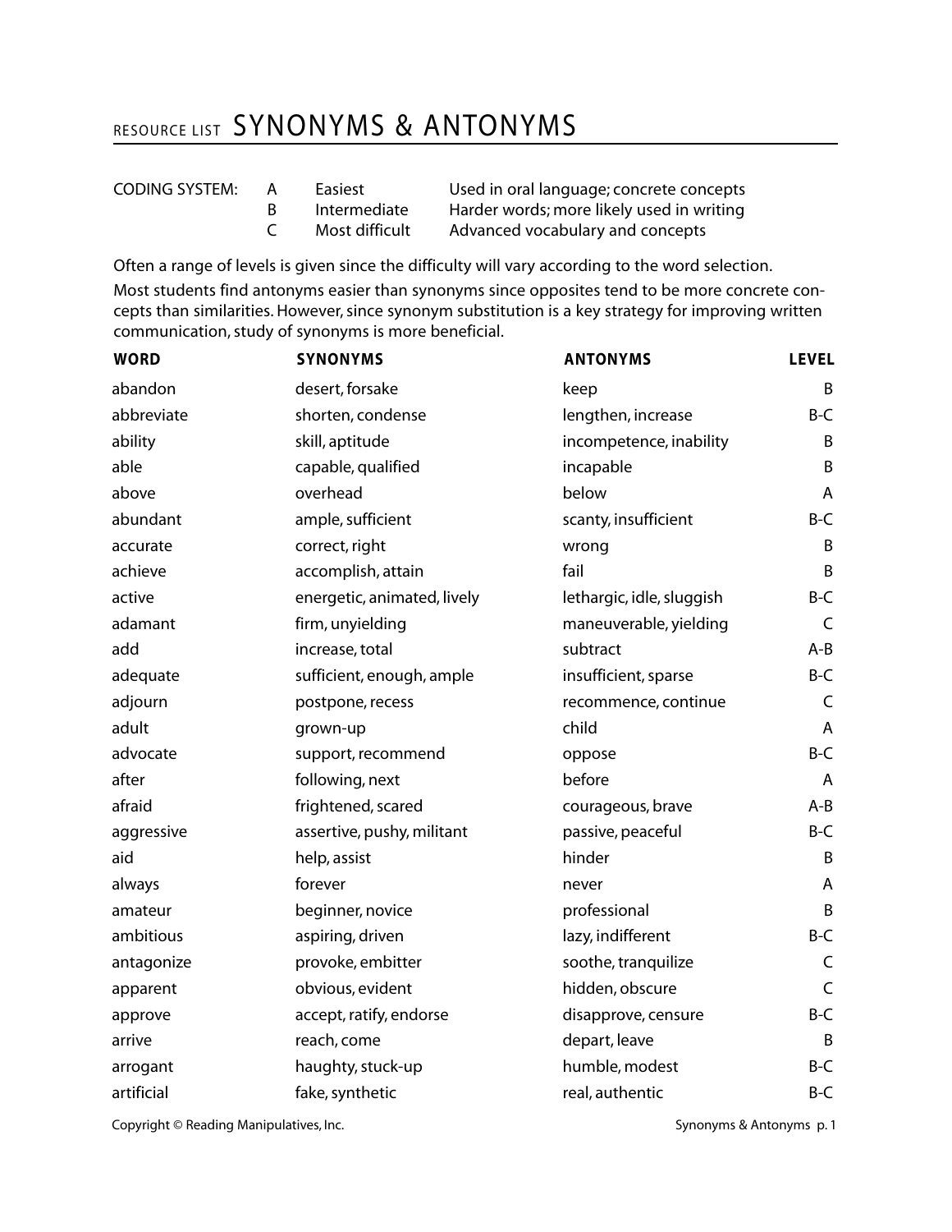# RESOURCE LIST SYNONYMS & ANTONYMS

| CODING SYSTEM: | | | |
|---|---|---|---|
| | A | Easiest | Used in oral language; concrete concepts |
| | B | Intermediate | Harder words; more likely used in writing |
| | C | Most difficult | Advanced vocabulary and concepts |

Often a range of levels is given since the difficulty will vary according to the word selection.

Most students find antonyms easier than synonyms since opposites tend to be more concrete concepts than similarities. However, since synonym substitution is a key strategy for improving written communication, study of synonyms is more beneficial.

| WORD | SYNONYMS | ANTONYMS | LEVEL |
|---|---|---|---|
| abandon | desert, forsake | keep | B |
| abbreviate | shorten, condense | lengthen, increase | B-C |
| ability | skill, aptitude | incompetence, inability | B |
| able | capable, qualified | incapable | B |
| above | overhead | below | A |
| abundant | ample, sufficient | scanty, insufficient | B-C |
| accurate | correct, right | wrong | B |
| achieve | accomplish, attain | fail | B |
| active | energetic, animated, lively | lethargic, idle, sluggish | B-C |
| adamant | firm, unyielding | maneuverable, yielding | C |
| add | increase, total | subtract | A-B |
| adequate | sufficient, enough, ample | insufficient, sparse | B-C |
| adjourn | postpone, recess | recommence, continue | C |
| adult | grown-up | child | A |
| advocate | support, recommend | oppose | B-C |
| after | following, next | before | A |
| afraid | frightened, scared | courageous, brave | A-B |
| aggressive | assertive, pushy, militant | passive, peaceful | B-C |
| aid | help, assist | hinder | B |
| always | forever | never | A |
| amateur | beginner, novice | professional | B |
| ambitious | aspiring, driven | lazy, indifferent | B-C |
| antagonize | provoke, embitter | soothe, tranquilize | C |
| apparent | obvious, evident | hidden, obscure | C |
| approve | accept, ratify, endorse | disapprove, censure | B-C |
| arrive | reach, come | depart, leave | B |
| arrogant | haughty, stuck-up | humble, modest | B-C |
| artificial | fake, synthetic | real, authentic | B-C |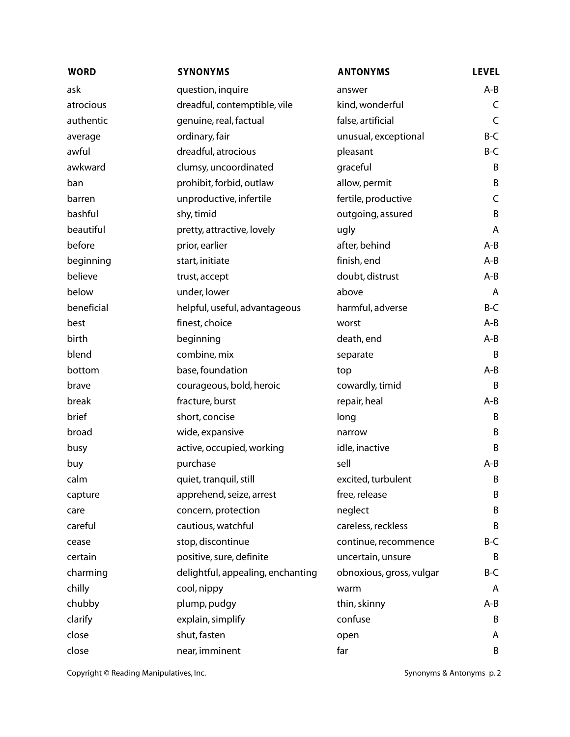| WORD | SYNONYMS | ANTONYMS | LEVEL |
|---|---|---|---|
| ask | question, inquire | answer | A-B |
| atrocious | dreadful, contemptible, vile | kind, wonderful | C |
| authentic | genuine, real, factual | false, artificial | C |
| average | ordinary, fair | unusual, exceptional | B-C |
| awful | dreadful, atrocious | pleasant | B-C |
| awkward | clumsy, uncoordinated | graceful | B |
| ban | prohibit, forbid, outlaw | allow, permit | B |
| barren | unproductive, infertile | fertile, productive | C |
| bashful | shy, timid | outgoing, assured | B |
| beautiful | pretty, attractive, lovely | ugly | A |
| before | prior, earlier | after, behind | A-B |
| beginning | start, initiate | finish, end | A-B |
| believe | trust, accept | doubt, distrust | A-B |
| below | under, lower | above | A |
| beneficial | helpful, useful, advantageous | harmful, adverse | B-C |
| best | finest, choice | worst | A-B |
| birth | beginning | death, end | A-B |
| blend | combine, mix | separate | B |
| bottom | base, foundation | top | A-B |
| brave | courageous, bold, heroic | cowardly, timid | B |
| break | fracture, burst | repair, heal | A-B |
| brief | short, concise | long | B |
| broad | wide, expansive | narrow | B |
| busy | active, occupied, working | idle, inactive | B |
| buy | purchase | sell | A-B |
| calm | quiet, tranquil, still | excited, turbulent | B |
| capture | apprehend, seize, arrest | free, release | B |
| care | concern, protection | neglect | B |
| careful | cautious, watchful | careless, reckless | B |
| cease | stop, discontinue | continue, recommence | B-C |
| certain | positive, sure, definite | uncertain, unsure | B |
| charming | delightful, appealing, enchanting | obnoxious, gross, vulgar | B-C |
| chilly | cool, nippy | warm | A |
| chubby | plump, pudgy | thin, skinny | A-B |
| clarify | explain, simplify | confuse | B |
| close | shut, fasten | open | A |
| close | near, imminent | far | B |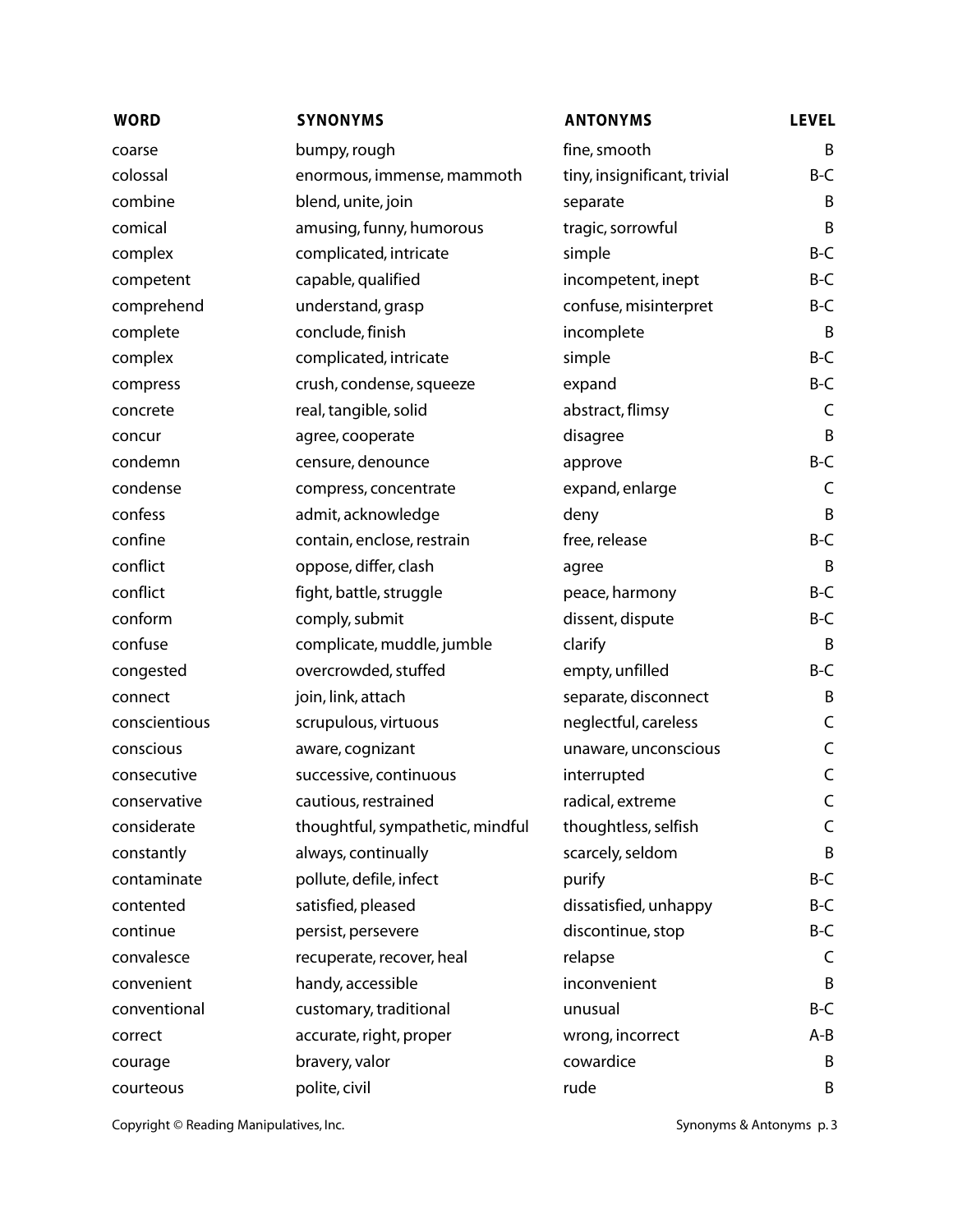| WORD | SYNONYMS | ANTONYMS | LEVEL |
| --- | --- | --- | --- |
| coarse | bumpy, rough | fine, smooth | B |
| colossal | enormous, immense, mammoth | tiny, insignificant, trivial | B-C |
| combine | blend, unite, join | separate | B |
| comical | amusing, funny, humorous | tragic, sorrowful | B |
| complex | complicated, intricate | simple | B-C |
| competent | capable, qualified | incompetent, inept | B-C |
| comprehend | understand, grasp | confuse, misinterpret | B-C |
| complete | conclude, finish | incomplete | B |
| complex | complicated, intricate | simple | B-C |
| compress | crush, condense, squeeze | expand | B-C |
| concrete | real, tangible, solid | abstract, flimsy | C |
| concur | agree, cooperate | disagree | B |
| condemn | censure, denounce | approve | B-C |
| condense | compress, concentrate | expand, enlarge | C |
| confess | admit, acknowledge | deny | B |
| confine | contain, enclose, restrain | free, release | B-C |
| conflict | oppose, differ, clash | agree | B |
| conflict | fight, battle, struggle | peace, harmony | B-C |
| conform | comply, submit | dissent, dispute | B-C |
| confuse | complicate, muddle, jumble | clarify | B |
| congested | overcrowded, stuffed | empty, unfilled | B-C |
| connect | join, link, attach | separate, disconnect | B |
| conscientious | scrupulous, virtuous | neglectful, careless | C |
| conscious | aware, cognizant | unaware, unconscious | C |
| consecutive | successive, continuous | interrupted | C |
| conservative | cautious, restrained | radical, extreme | C |
| considerate | thoughtful, sympathetic, mindful | thoughtless, selfish | C |
| constantly | always, continually | scarcely, seldom | B |
| contaminate | pollute, defile, infect | purify | B-C |
| contented | satisfied, pleased | dissatisfied, unhappy | B-C |
| continue | persist, persevere | discontinue, stop | B-C |
| convalesce | recuperate, recover, heal | relapse | C |
| convenient | handy, accessible | inconvenient | B |
| conventional | customary, traditional | unusual | B-C |
| correct | accurate, right, proper | wrong, incorrect | A-B |
| courage | bravery, valor | cowardice | B |
| courteous | polite, civil | rude | B |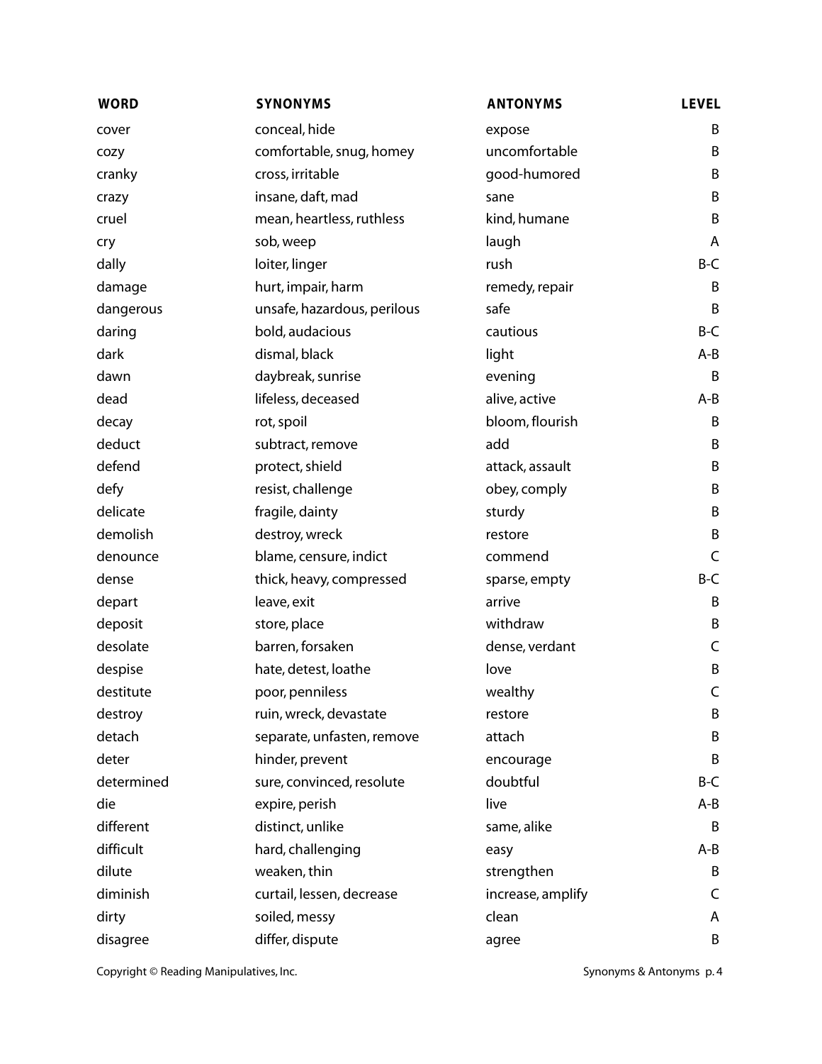| WORD | SYNONYMS | ANTONYMS | LEVEL |
| --- | --- | --- | --- |
| cover | conceal, hide | expose | B |
| cozy | comfortable, snug, homey | uncomfortable | B |
| cranky | cross, irritable | good-humored | B |
| crazy | insane, daft, mad | sane | B |
| cruel | mean, heartless, ruthless | kind, humane | B |
| cry | sob, weep | laugh | A |
| dally | loiter, linger | rush | B-C |
| damage | hurt, impair, harm | remedy, repair | B |
| dangerous | unsafe, hazardous, perilous | safe | B |
| daring | bold, audacious | cautious | B-C |
| dark | dismal, black | light | A-B |
| dawn | daybreak, sunrise | evening | B |
| dead | lifeless, deceased | alive, active | A-B |
| decay | rot, spoil | bloom, flourish | B |
| deduct | subtract, remove | add | B |
| defend | protect, shield | attack, assault | B |
| defy | resist, challenge | obey, comply | B |
| delicate | fragile, dainty | sturdy | B |
| demolish | destroy, wreck | restore | B |
| denounce | blame, censure, indict | commend | C |
| dense | thick, heavy, compressed | sparse, empty | B-C |
| depart | leave, exit | arrive | B |
| deposit | store, place | withdraw | B |
| desolate | barren, forsaken | dense, verdant | C |
| despise | hate, detest, loathe | love | B |
| destitute | poor, penniless | wealthy | C |
| destroy | ruin, wreck, devastate | restore | B |
| detach | separate, unfasten, remove | attach | B |
| deter | hinder, prevent | encourage | B |
| determined | sure, convinced, resolute | doubtful | B-C |
| die | expire, perish | live | A-B |
| different | distinct, unlike | same, alike | B |
| difficult | hard, challenging | easy | A-B |
| dilute | weaken, thin | strengthen | B |
| diminish | curtail, lessen, decrease | increase, amplify | C |
| dirty | soiled, messy | clean | A |
| disagree | differ, dispute | agree | B |

Copyright © Reading Manipulatives, Inc.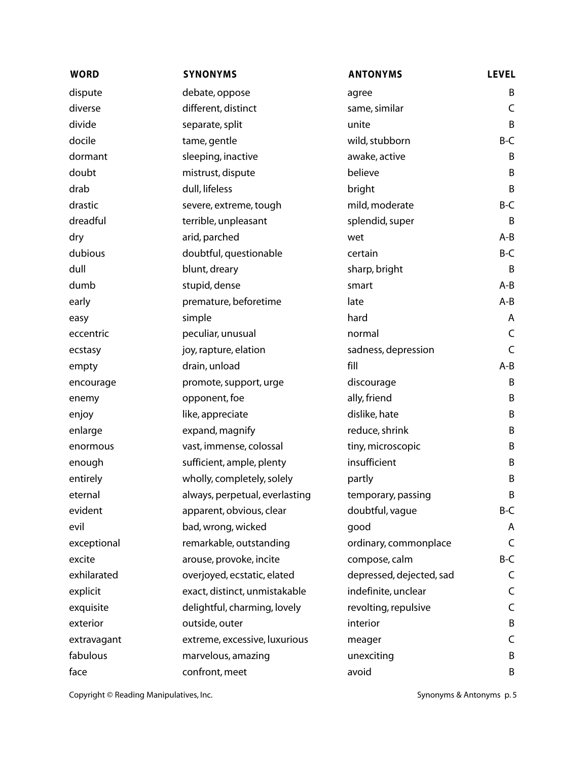| WORD | SYNONYMS | ANTONYMS | LEVEL |
|---|---|---|---|
| dispute | debate, oppose | agree | B |
| diverse | different, distinct | same, similar | C |
| divide | separate, split | unite | B |
| docile | tame, gentle | wild, stubborn | B-C |
| dormant | sleeping, inactive | awake, active | B |
| doubt | mistrust, dispute | believe | B |
| drab | dull, lifeless | bright | B |
| drastic | severe, extreme, tough | mild, moderate | B-C |
| dreadful | terrible, unpleasant | splendid, super | B |
| dry | arid, parched | wet | A-B |
| dubious | doubtful, questionable | certain | B-C |
| dull | blunt, dreary | sharp, bright | B |
| dumb | stupid, dense | smart | A-B |
| early | premature, beforetime | late | A-B |
| easy | simple | hard | A |
| eccentric | peculiar, unusual | normal | C |
| ecstasy | joy, rapture, elation | sadness, depression | C |
| empty | drain, unload | fill | A-B |
| encourage | promote, support, urge | discourage | B |
| enemy | opponent, foe | ally, friend | B |
| enjoy | like, appreciate | dislike, hate | B |
| enlarge | expand, magnify | reduce, shrink | B |
| enormous | vast, immense, colossal | tiny, microscopic | B |
| enough | sufficient, ample, plenty | insufficient | B |
| entirely | wholly, completely, solely | partly | B |
| eternal | always, perpetual, everlasting | temporary, passing | B |
| evident | apparent, obvious, clear | doubtful, vague | B-C |
| evil | bad, wrong, wicked | good | A |
| exceptional | remarkable, outstanding | ordinary, commonplace | C |
| excite | arouse, provoke, incite | compose, calm | B-C |
| exhilarated | overjoyed, ecstatic, elated | depressed, dejected, sad | C |
| explicit | exact, distinct, unmistakable | indefinite, unclear | C |
| exquisite | delightful, charming, lovely | revolting, repulsive | C |
| exterior | outside, outer | interior | B |
| extravagant | extreme, excessive, luxurious | meager | C |
| fabulous | marvelous, amazing | unexciting | B |
| face | confront, meet | avoid | B |

Copyright © Reading Manipulatives, Inc.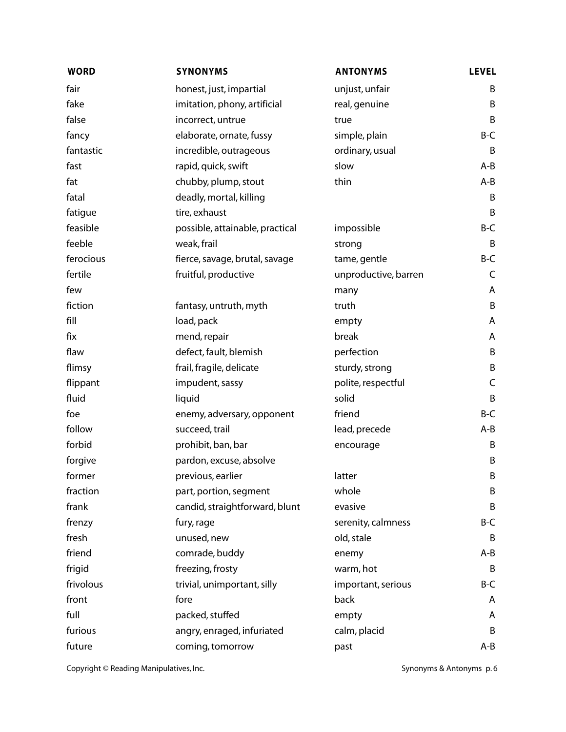| WORD | SYNONYMS | ANTONYMS | LEVEL |
|---|---|---|---|
| fair | honest, just, impartial | unjust, unfair | B |
| fake | imitation, phony, artificial | real, genuine | B |
| false | incorrect, untrue | true | B |
| fancy | elaborate, ornate, fussy | simple, plain | B-C |
| fantastic | incredible, outrageous | ordinary, usual | B |
| fast | rapid, quick, swift | slow | A-B |
| fat | chubby, plump, stout | thin | A-B |
| fatal | deadly, mortal, killing | | B |
| fatigue | tire, exhaust | | B |
| feasible | possible, attainable, practical | impossible | B-C |
| feeble | weak, frail | strong | B |
| ferocious | fierce, savage, brutal, savage | tame, gentle | B-C |
| fertile | fruitful, productive | unproductive, barren | C |
| few | | many | A |
| fiction | fantasy, untruth, myth | truth | B |
| fill | load, pack | empty | A |
| fix | mend, repair | break | A |
| flaw | defect, fault, blemish | perfection | B |
| flimsy | frail, fragile, delicate | sturdy, strong | B |
| flippant | impudent, sassy | polite, respectful | C |
| fluid | liquid | solid | B |
| foe | enemy, adversary, opponent | friend | B-C |
| follow | succeed, trail | lead, precede | A-B |
| forbid | prohibit, ban, bar | encourage | B |
| forgive | pardon, excuse, absolve | | B |
| former | previous, earlier | latter | B |
| fraction | part, portion, segment | whole | B |
| frank | candid, straightforward, blunt | evasive | B |
| frenzy | fury, rage | serenity, calmness | B-C |
| fresh | unused, new | old, stale | B |
| friend | comrade, buddy | enemy | A-B |
| frigid | freezing, frosty | warm, hot | B |
| frivolous | trivial, unimportant, silly | important, serious | B-C |
| front | fore | back | A |
| full | packed, stuffed | empty | A |
| furious | angry, enraged, infuriated | calm, placid | B |
| future | coming, tomorrow | past | A-B |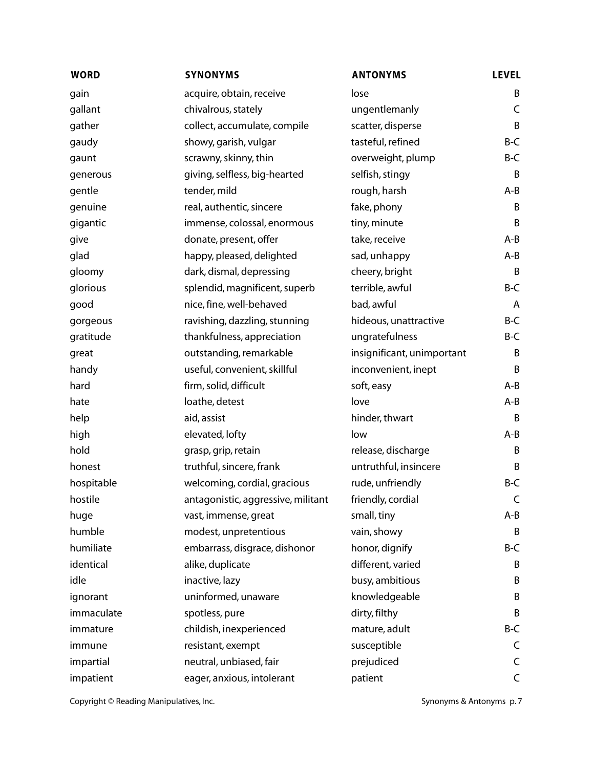| WORD | SYNONYMS | ANTONYMS | LEVEL |
| --- | --- | --- | --- |
| gain | acquire, obtain, receive | lose | B |
| gallant | chivalrous, stately | ungentlemanly | C |
| gather | collect, accumulate, compile | scatter, disperse | B |
| gaudy | showy, garish, vulgar | tasteful, refined | B-C |
| gaunt | scrawny, skinny, thin | overweight, plump | B-C |
| generous | giving, selfless, big-hearted | selfish, stingy | B |
| gentle | tender, mild | rough, harsh | A-B |
| genuine | real, authentic, sincere | fake, phony | B |
| gigantic | immense, colossal, enormous | tiny, minute | B |
| give | donate, present, offer | take, receive | A-B |
| glad | happy, pleased, delighted | sad, unhappy | A-B |
| gloomy | dark, dismal, depressing | cheery, bright | B |
| glorious | splendid, magnificent, superb | terrible, awful | B-C |
| good | nice, fine, well-behaved | bad, awful | A |
| gorgeous | ravishing, dazzling, stunning | hideous, unattractive | B-C |
| gratitude | thankfulness, appreciation | ungratefulness | B-C |
| great | outstanding, remarkable | insignificant, unimportant | B |
| handy | useful, convenient, skillful | inconvenient, inept | B |
| hard | firm, solid, difficult | soft, easy | A-B |
| hate | loathe, detest | love | A-B |
| help | aid, assist | hinder, thwart | B |
| high | elevated, lofty | low | A-B |
| hold | grasp, grip, retain | release, discharge | B |
| honest | truthful, sincere, frank | untruthful, insincere | B |
| hospitable | welcoming, cordial, gracious | rude, unfriendly | B-C |
| hostile | antagonistic, aggressive, militant | friendly, cordial | C |
| huge | vast, immense, great | small, tiny | A-B |
| humble | modest, unpretentious | vain, showy | B |
| humiliate | embarrass, disgrace, dishonor | honor, dignify | B-C |
| identical | alike, duplicate | different, varied | B |
| idle | inactive, lazy | busy, ambitious | B |
| ignorant | uninformed, unaware | knowledgeable | B |
| immaculate | spotless, pure | dirty, filthy | B |
| immature | childish, inexperienced | mature, adult | B-C |
| immune | resistant, exempt | susceptible | C |
| impartial | neutral, unbiased, fair | prejudiced | C |
| impatient | eager, anxious, intolerant | patient | C |

Copyright © Reading Manipulatives, Inc.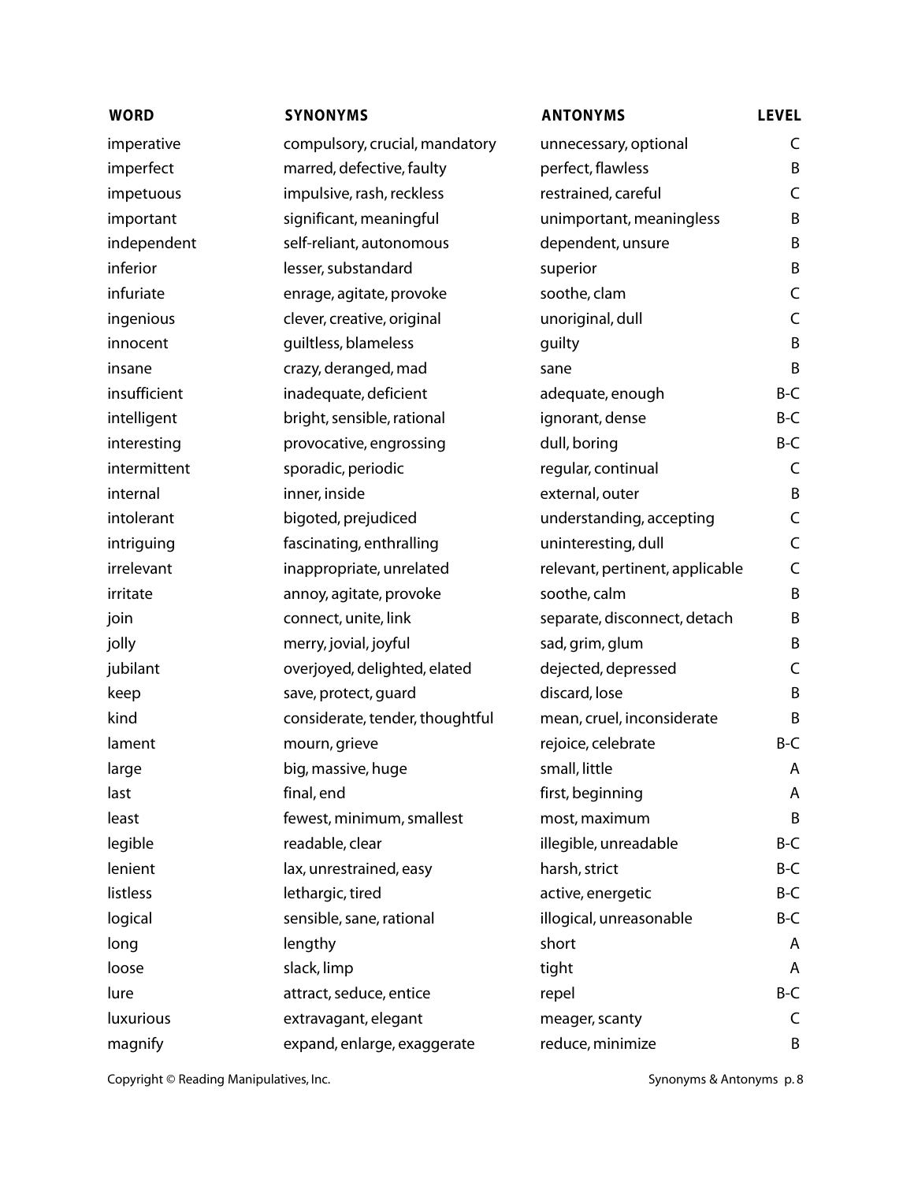| WORD | SYNONYMS | ANTONYMS | LEVEL |
|---|---|---|---|
| imperative | compulsory, crucial, mandatory | unnecessary, optional | C |
| imperfect | marred, defective, faulty | perfect, flawless | B |
| impetuous | impulsive, rash, reckless | restrained, careful | C |
| important | significant, meaningful | unimportant, meaningless | B |
| independent | self-reliant, autonomous | dependent, unsure | B |
| inferior | lesser, substandard | superior | B |
| infuriate | enrage, agitate, provoke | soothe, clam | C |
| ingenious | clever, creative, original | unoriginal, dull | C |
| innocent | guiltless, blameless | guilty | B |
| insane | crazy, deranged, mad | sane | B |
| insufficient | inadequate, deficient | adequate, enough | B-C |
| intelligent | bright, sensible, rational | ignorant, dense | B-C |
| interesting | provocative, engrossing | dull, boring | B-C |
| intermittent | sporadic, periodic | regular, continual | C |
| internal | inner, inside | external, outer | B |
| intolerant | bigoted, prejudiced | understanding, accepting | C |
| intriguing | fascinating, enthralling | uninteresting, dull | C |
| irrelevant | inappropriate, unrelated | relevant, pertinent, applicable | C |
| irritate | annoy, agitate, provoke | soothe, calm | B |
| join | connect, unite, link | separate, disconnect, detach | B |
| jolly | merry, jovial, joyful | sad, grim, glum | B |
| jubilant | overjoyed, delighted, elated | dejected, depressed | C |
| keep | save, protect, guard | discard, lose | B |
| kind | considerate, tender, thoughtful | mean, cruel, inconsiderate | B |
| lament | mourn, grieve | rejoice, celebrate | B-C |
| large | big, massive, huge | small, little | A |
| last | final, end | first, beginning | A |
| least | fewest, minimum, smallest | most, maximum | B |
| legible | readable, clear | illegible, unreadable | B-C |
| lenient | lax, unrestrained, easy | harsh, strict | B-C |
| listless | lethargic, tired | active, energetic | B-C |
| logical | sensible, sane, rational | illogical, unreasonable | B-C |
| long | lengthy | short | A |
| loose | slack, limp | tight | A |
| lure | attract, seduce, entice | repel | B-C |
| luxurious | extravagant, elegant | meager, scanty | C |
| magnify | expand, enlarge, exaggerate | reduce, minimize | B |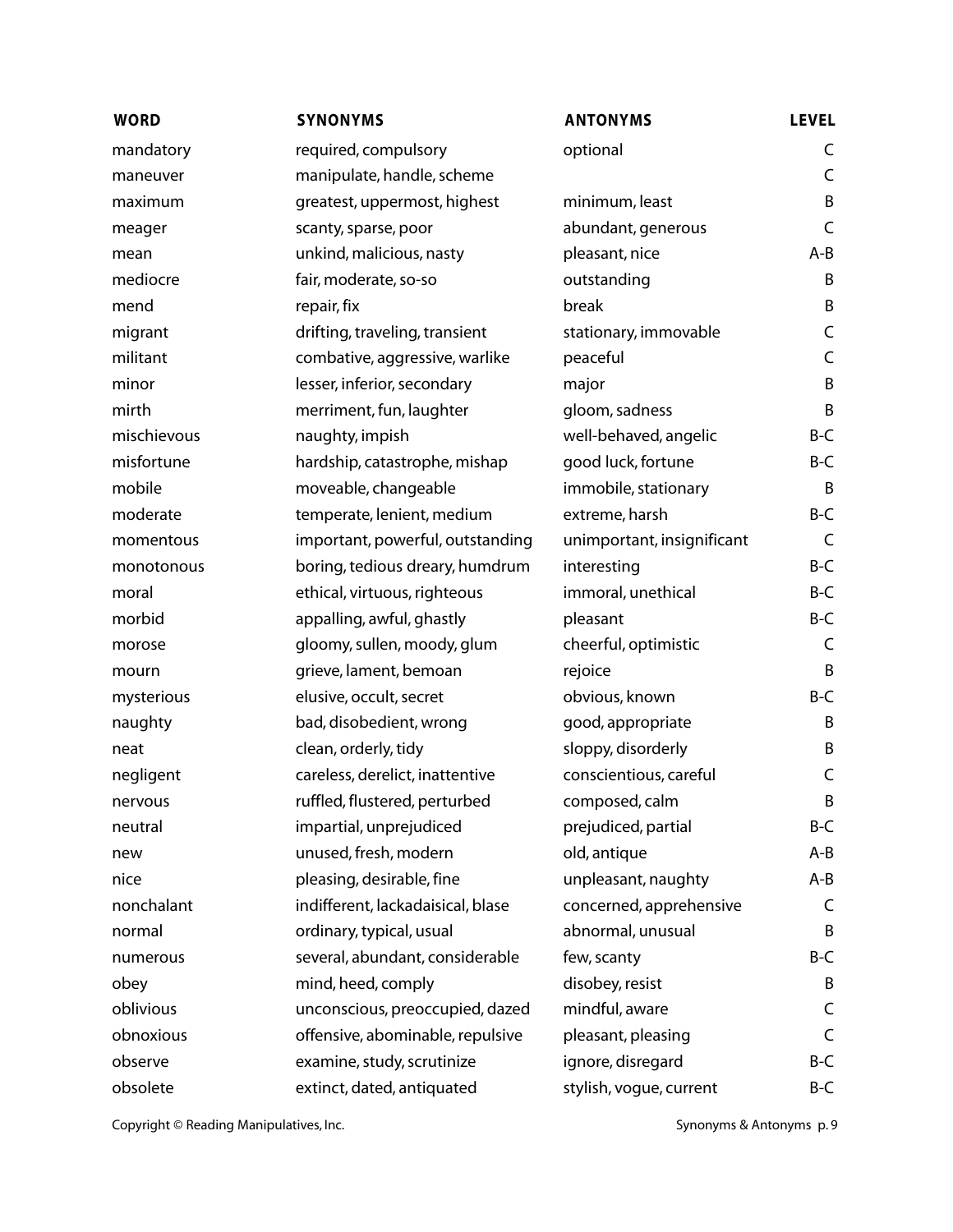| WORD | SYNONYMS | ANTONYMS | LEVEL |
|---|---|---|---|
| mandatory | required, compulsory | optional | C |
| maneuver | manipulate, handle, scheme | | C |
| maximum | greatest, uppermost, highest | minimum, least | B |
| meager | scanty, sparse, poor | abundant, generous | C |
| mean | unkind, malicious, nasty | pleasant, nice | A-B |
| mediocre | fair, moderate, so-so | outstanding | B |
| mend | repair, fix | break | B |
| migrant | drifting, traveling, transient | stationary, immovable | C |
| militant | combative, aggressive, warlike | peaceful | C |
| minor | lesser, inferior, secondary | major | B |
| mirth | merriment, fun, laughter | gloom, sadness | B |
| mischievous | naughty, impish | well-behaved, angelic | B-C |
| misfortune | hardship, catastrophe, mishap | good luck, fortune | B-C |
| mobile | moveable, changeable | immobile, stationary | B |
| moderate | temperate, lenient, medium | extreme, harsh | B-C |
| momentous | important, powerful, outstanding | unimportant, insignificant | C |
| monotonous | boring, tedious dreary, humdrum | interesting | B-C |
| moral | ethical, virtuous, righteous | immoral, unethical | B-C |
| morbid | appalling, awful, ghastly | pleasant | B-C |
| morose | gloomy, sullen, moody, glum | cheerful, optimistic | C |
| mourn | grieve, lament, bemoan | rejoice | B |
| mysterious | elusive, occult, secret | obvious, known | B-C |
| naughty | bad, disobedient, wrong | good, appropriate | B |
| neat | clean, orderly, tidy | sloppy, disorderly | B |
| negligent | careless, derelict, inattentive | conscientious, careful | C |
| nervous | ruffled, flustered, perturbed | composed, calm | B |
| neutral | impartial, unprejudiced | prejudiced, partial | B-C |
| new | unused, fresh, modern | old, antique | A-B |
| nice | pleasing, desirable, fine | unpleasant, naughty | A-B |
| nonchalant | indifferent, lackadaisical, blase | concerned, apprehensive | C |
| normal | ordinary, typical, usual | abnormal, unusual | B |
| numerous | several, abundant, considerable | few, scanty | B-C |
| obey | mind, heed, comply | disobey, resist | B |
| oblivious | unconscious, preoccupied, dazed | mindful, aware | C |
| obnoxious | offensive, abominable, repulsive | pleasant, pleasing | C |
| observe | examine, study, scrutinize | ignore, disregard | B-C |
| obsolete | extinct, dated, antiquated | stylish, vogue, current | B-C |

Copyright © Reading Manipulatives, Inc.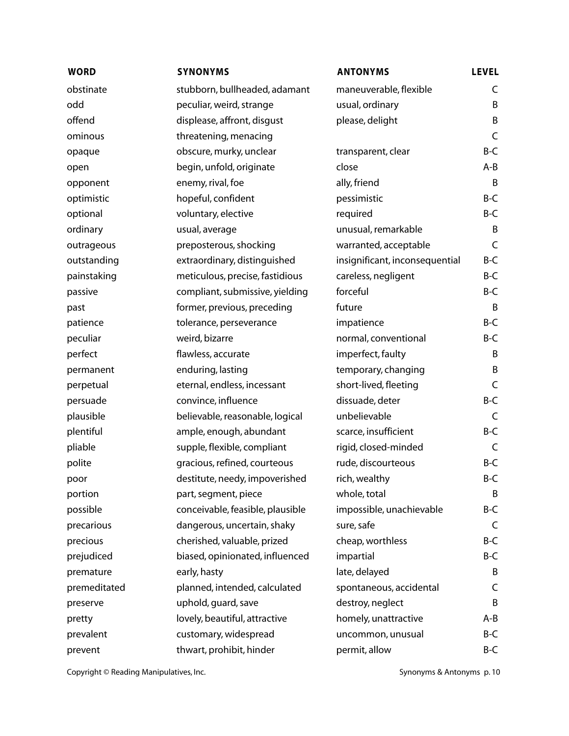| WORD | SYNONYMS | ANTONYMS | LEVEL |
|---|---|---|---|
| obstinate | stubborn, bullheaded, adamant | maneuverable, flexible | C |
| odd | peculiar, weird, strange | usual, ordinary | B |
| offend | displease, affront, disgust | please, delight | B |
| ominous | threatening, menacing | | C |
| opaque | obscure, murky, unclear | transparent, clear | B-C |
| open | begin, unfold, originate | close | A-B |
| opponent | enemy, rival, foe | ally, friend | B |
| optimistic | hopeful, confident | pessimistic | B-C |
| optional | voluntary, elective | required | B-C |
| ordinary | usual, average | unusual, remarkable | B |
| outrageous | preposterous, shocking | warranted, acceptable | C |
| outstanding | extraordinary, distinguished | insignificant, inconsequential | B-C |
| painstaking | meticulous, precise, fastidious | careless, negligent | B-C |
| passive | compliant, submissive, yielding | forceful | B-C |
| past | former, previous, preceding | future | B |
| patience | tolerance, perseverance | impatience | B-C |
| peculiar | weird, bizarre | normal, conventional | B-C |
| perfect | flawless, accurate | imperfect, faulty | B |
| permanent | enduring, lasting | temporary, changing | B |
| perpetual | eternal, endless, incessant | short-lived, fleeting | C |
| persuade | convince, influence | dissuade, deter | B-C |
| plausible | believable, reasonable, logical | unbelievable | C |
| plentiful | ample, enough, abundant | scarce, insufficient | B-C |
| pliable | supple, flexible, compliant | rigid, closed-minded | C |
| polite | gracious, refined, courteous | rude, discourteous | B-C |
| poor | destitute, needy, impoverished | rich, wealthy | B-C |
| portion | part, segment, piece | whole, total | B |
| possible | conceivable, feasible, plausible | impossible, unachievable | B-C |
| precarious | dangerous, uncertain, shaky | sure, safe | C |
| precious | cherished, valuable, prized | cheap, worthless | B-C |
| prejudiced | biased, opinionated, influenced | impartial | B-C |
| premature | early, hasty | late, delayed | B |
| premeditated | planned, intended, calculated | spontaneous, accidental | C |
| preserve | uphold, guard, save | destroy, neglect | B |
| pretty | lovely, beautiful, attractive | homely, unattractive | A-B |
| prevalent | customary, widespread | uncommon, unusual | B-C |
| prevent | thwart, prohibit, hinder | permit, allow | B-C |

Copyright © Reading Manipulatives, Inc.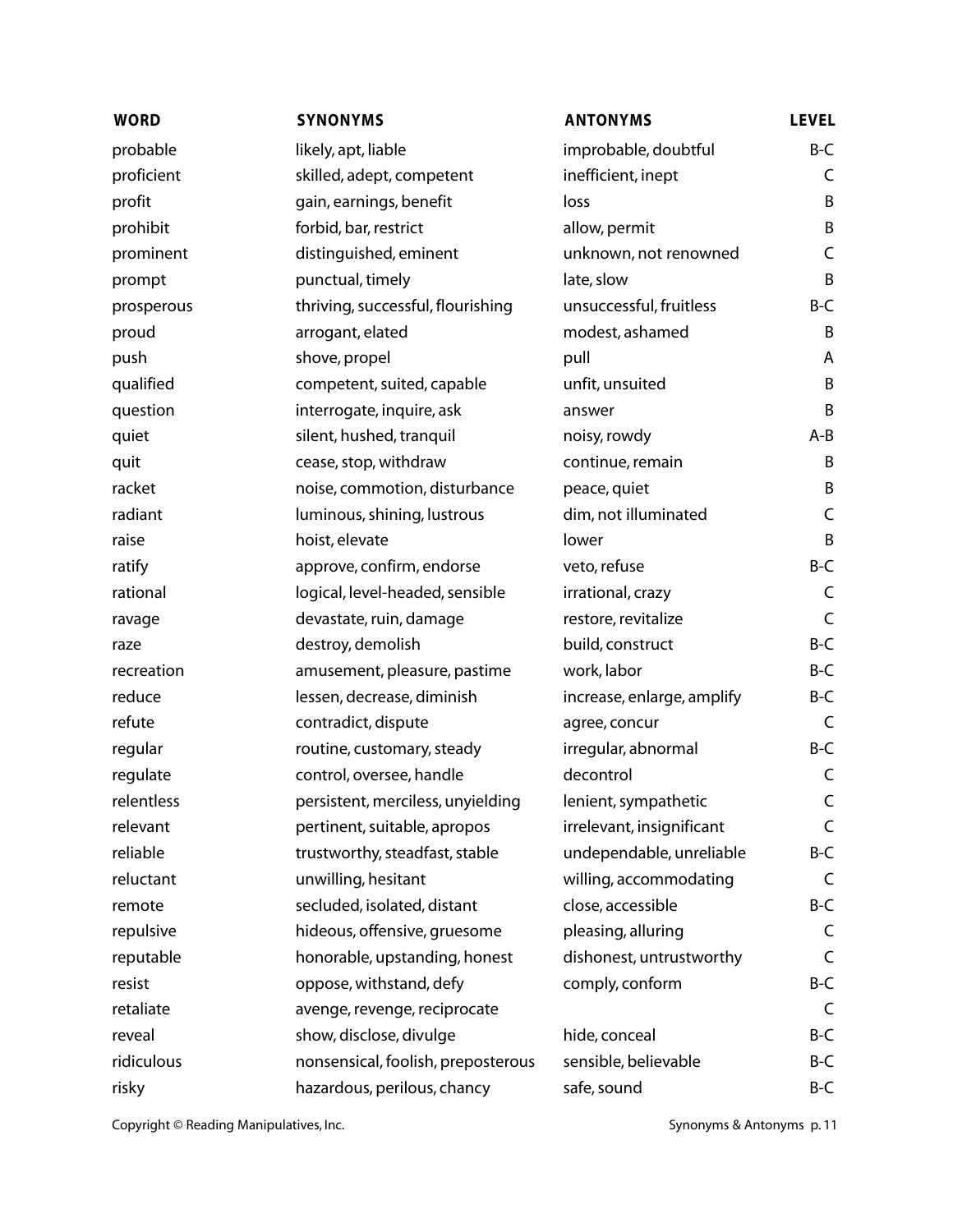| WORD | SYNONYMS | ANTONYMS | LEVEL |
|---|---|---|---|
| probable | likely, apt, liable | improbable, doubtful | B-C |
| proficient | skilled, adept, competent | inefficient, inept | C |
| profit | gain, earnings, benefit | loss | B |
| prohibit | forbid, bar, restrict | allow, permit | B |
| prominent | distinguished, eminent | unknown, not renowned | C |
| prompt | punctual, timely | late, slow | B |
| prosperous | thriving, successful, flourishing | unsuccessful, fruitless | B-C |
| proud | arrogant, elated | modest, ashamed | B |
| push | shove, propel | pull | A |
| qualified | competent, suited, capable | unfit, unsuited | B |
| question | interrogate, inquire, ask | answer | B |
| quiet | silent, hushed, tranquil | noisy, rowdy | A-B |
| quit | cease, stop, withdraw | continue, remain | B |
| racket | noise, commotion, disturbance | peace, quiet | B |
| radiant | luminous, shining, lustrous | dim, not illuminated | C |
| raise | hoist, elevate | lower | B |
| ratify | approve, confirm, endorse | veto, refuse | B-C |
| rational | logical, level-headed, sensible | irrational, crazy | C |
| ravage | devastate, ruin, damage | restore, revitalize | C |
| raze | destroy, demolish | build, construct | B-C |
| recreation | amusement, pleasure, pastime | work, labor | B-C |
| reduce | lessen, decrease, diminish | increase, enlarge, amplify | B-C |
| refute | contradict, dispute | agree, concur | C |
| regular | routine, customary, steady | irregular, abnormal | B-C |
| regulate | control, oversee, handle | decontrol | C |
| relentless | persistent, merciless, unyielding | lenient, sympathetic | C |
| relevant | pertinent, suitable, apropos | irrelevant, insignificant | C |
| reliable | trustworthy, steadfast, stable | undependable, unreliable | B-C |
| reluctant | unwilling, hesitant | willing, accommodating | C |
| remote | secluded, isolated, distant | close, accessible | B-C |
| repulsive | hideous, offensive, gruesome | pleasing, alluring | C |
| reputable | honorable, upstanding, honest | dishonest, untrustworthy | C |
| resist | oppose, withstand, defy | comply, conform | B-C |
| retaliate | avenge, revenge, reciprocate | | C |
| reveal | show, disclose, divulge | hide, conceal | B-C |
| ridiculous | nonsensical, foolish, preposterous | sensible, believable | B-C |
| risky | hazardous, perilous, chancy | safe, sound | B-C |

Copyright © Reading Manipulatives, Inc.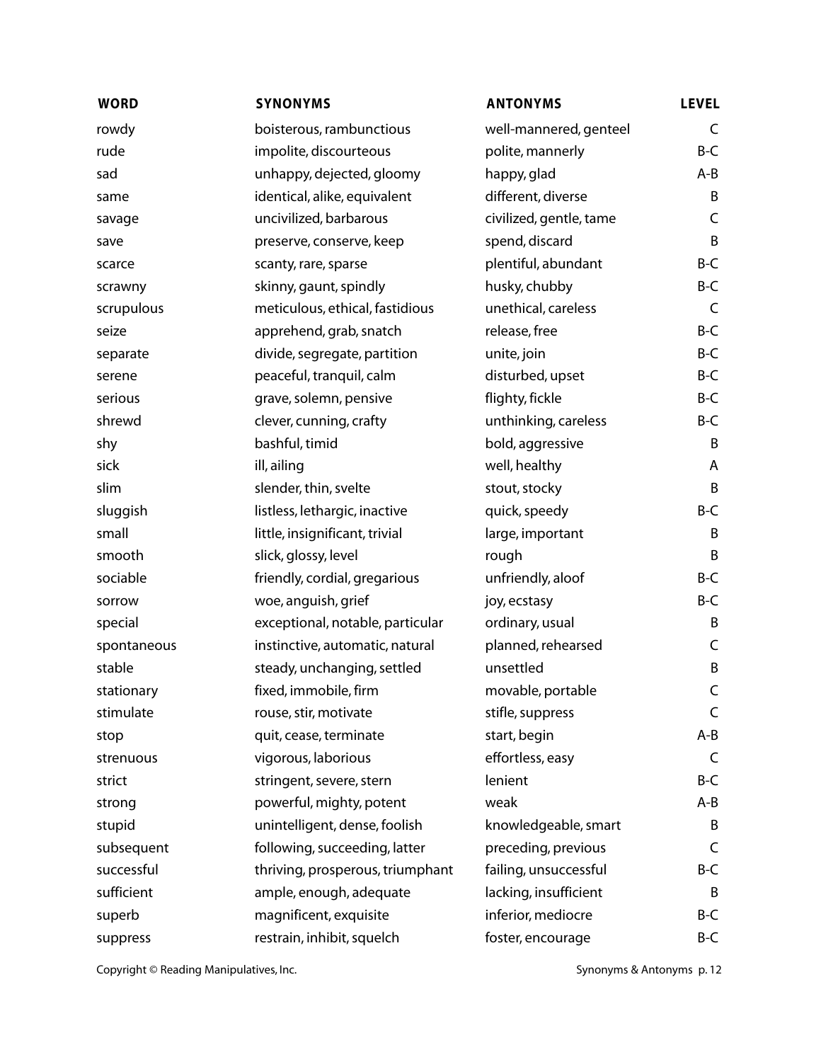| WORD | SYNONYMS | ANTONYMS | LEVEL |
| --- | --- | --- | --- |
| rowdy | boisterous, rambunctious | well-mannered, genteel | C |
| rude | impolite, discourteous | polite, mannerly | B-C |
| sad | unhappy, dejected, gloomy | happy, glad | A-B |
| same | identical, alike, equivalent | different, diverse | B |
| savage | uncivilized, barbarous | civilized, gentle, tame | C |
| save | preserve, conserve, keep | spend, discard | B |
| scarce | scanty, rare, sparse | plentiful, abundant | B-C |
| scrawny | skinny, gaunt, spindly | husky, chubby | B-C |
| scrupulous | meticulous, ethical, fastidious | unethical, careless | C |
| seize | apprehend, grab, snatch | release, free | B-C |
| separate | divide, segregate, partition | unite, join | B-C |
| serene | peaceful, tranquil, calm | disturbed, upset | B-C |
| serious | grave, solemn, pensive | flighty, fickle | B-C |
| shrewd | clever, cunning, crafty | unthinking, careless | B-C |
| shy | bashful, timid | bold, aggressive | B |
| sick | ill, ailing | well, healthy | A |
| slim | slender, thin, svelte | stout, stocky | B |
| sluggish | listless, lethargic, inactive | quick, speedy | B-C |
| small | little, insignificant, trivial | large, important | B |
| smooth | slick, glossy, level | rough | B |
| sociable | friendly, cordial, gregarious | unfriendly, aloof | B-C |
| sorrow | woe, anguish, grief | joy, ecstasy | B-C |
| special | exceptional, notable, particular | ordinary, usual | B |
| spontaneous | instinctive, automatic, natural | planned, rehearsed | C |
| stable | steady, unchanging, settled | unsettled | B |
| stationary | fixed, immobile, firm | movable, portable | C |
| stimulate | rouse, stir, motivate | stifle, suppress | C |
| stop | quit, cease, terminate | start, begin | A-B |
| strenuous | vigorous, laborious | effortless, easy | C |
| strict | stringent, severe, stern | lenient | B-C |
| strong | powerful, mighty, potent | weak | A-B |
| stupid | unintelligent, dense, foolish | knowledgeable, smart | B |
| subsequent | following, succeeding, latter | preceding, previous | C |
| successful | thriving, prosperous, triumphant | failing, unsuccessful | B-C |
| sufficient | ample, enough, adequate | lacking, insufficient | B |
| superb | magnificent, exquisite | inferior, mediocre | B-C |
| suppress | restrain, inhibit, squelch | foster, encourage | B-C |

Copyright © Reading Manipulatives, Inc.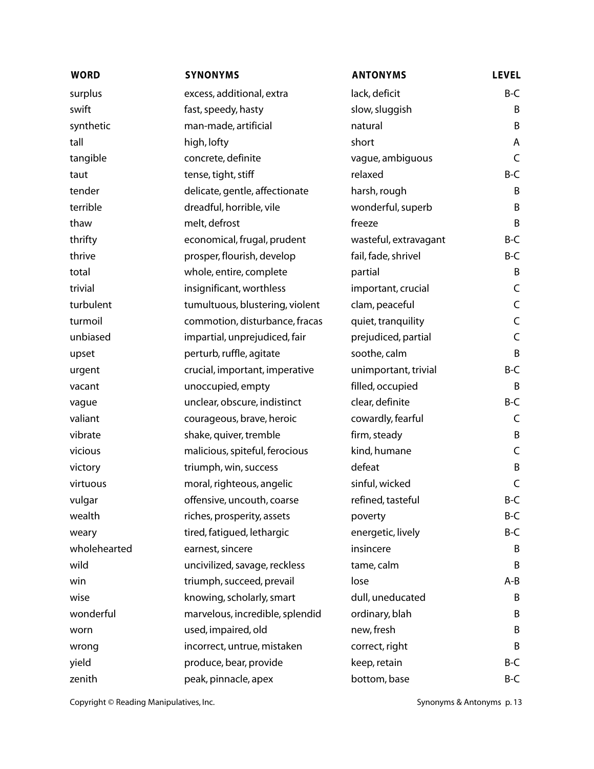| WORD | SYNONYMS | ANTONYMS | LEVEL |
| --- | --- | --- | --- |
| surplus | excess, additional, extra | lack, deficit | B-C |
| swift | fast, speedy, hasty | slow, sluggish | B |
| synthetic | man-made, artificial | natural | B |
| tall | high, lofty | short | A |
| tangible | concrete, definite | vague, ambiguous | C |
| taut | tense, tight, stiff | relaxed | B-C |
| tender | delicate, gentle, affectionate | harsh, rough | B |
| terrible | dreadful, horrible, vile | wonderful, superb | B |
| thaw | melt, defrost | freeze | B |
| thrifty | economical, frugal, prudent | wasteful, extravagant | B-C |
| thrive | prosper, flourish, develop | fail, fade, shrivel | B-C |
| total | whole, entire, complete | partial | B |
| trivial | insignificant, worthless | important, crucial | C |
| turbulent | tumultuous, blustering, violent | clam, peaceful | C |
| turmoil | commotion, disturbance, fracas | quiet, tranquility | C |
| unbiased | impartial, unprejudiced, fair | prejudiced, partial | C |
| upset | perturb, ruffle, agitate | soothe, calm | B |
| urgent | crucial, important, imperative | unimportant, trivial | B-C |
| vacant | unoccupied, empty | filled, occupied | B |
| vague | unclear, obscure, indistinct | clear, definite | B-C |
| valiant | courageous, brave, heroic | cowardly, fearful | C |
| vibrate | shake, quiver, tremble | firm, steady | B |
| vicious | malicious, spiteful, ferocious | kind, humane | C |
| victory | triumph, win, success | defeat | B |
| virtuous | moral, righteous, angelic | sinful, wicked | C |
| vulgar | offensive, uncouth, coarse | refined, tasteful | B-C |
| wealth | riches, prosperity, assets | poverty | B-C |
| weary | tired, fatigued, lethargic | energetic, lively | B-C |
| wholehearted | earnest, sincere | insincere | B |
| wild | uncivilized, savage, reckless | tame, calm | B |
| win | triumph, succeed, prevail | lose | A-B |
| wise | knowing, scholarly, smart | dull, uneducated | B |
| wonderful | marvelous, incredible, splendid | ordinary, blah | B |
| worn | used, impaired, old | new, fresh | B |
| wrong | incorrect, untrue, mistaken | correct, right | B |
| yield | produce, bear, provide | keep, retain | B-C |
| zenith | peak, pinnacle, apex | bottom, base | B-C |

Copyright © Reading Manipulatives, Inc.